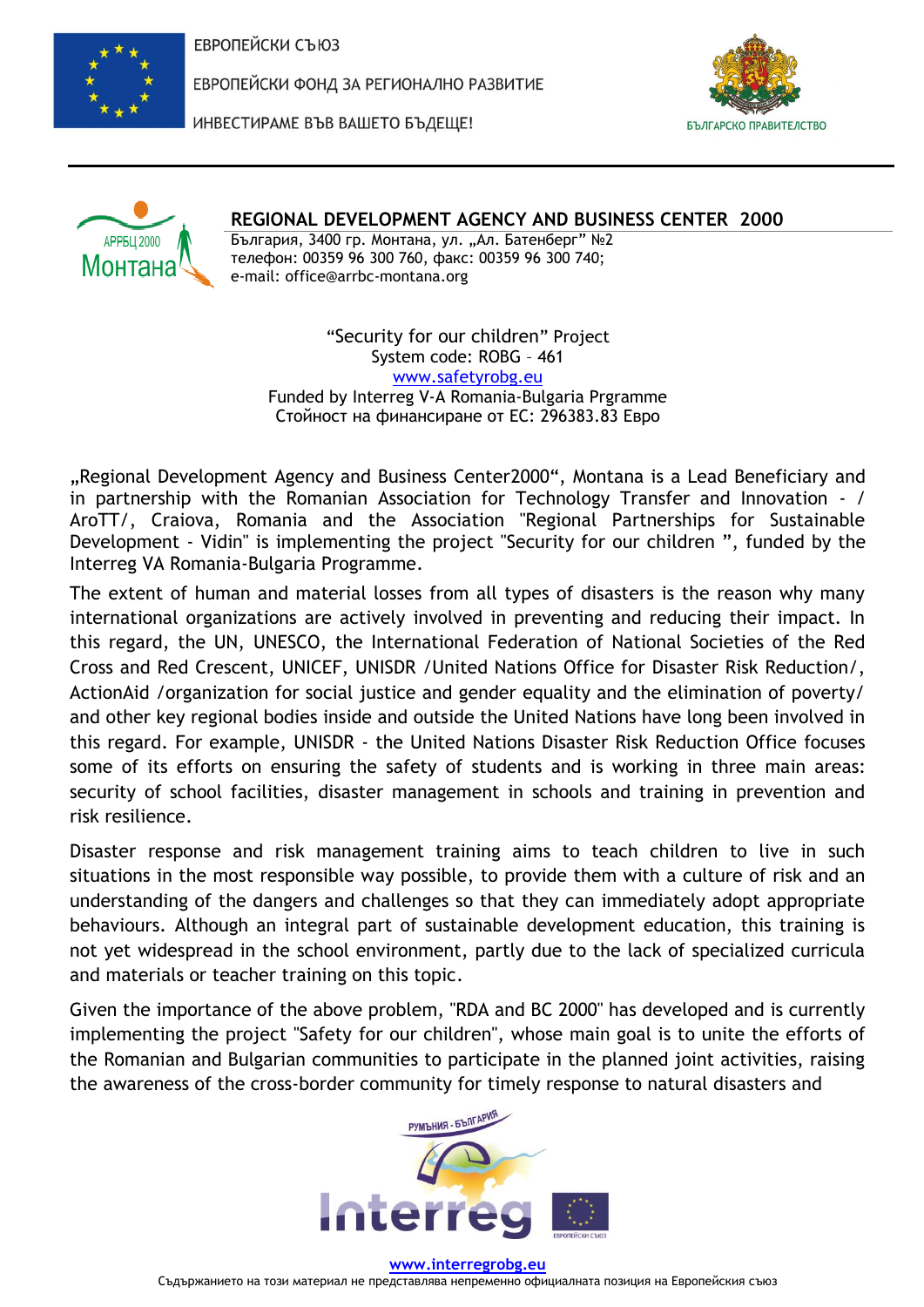ЕВРОПЕЙСКИ СЪЮЗ

ЕВРОПЕЙСКИ ФОНД ЗА РЕГИОНАЛНО РАЗВИТИЕ

ИНВЕСТИРАМЕ ВЪВ ВАШЕТО БЪДЕЩЕ!

БЪЛГАРСКО ПРАВИТЕЛСТВО

**REGIONAL DEVELOPMENT AGENCY AND BUSINESS CENTER 2000**

България, 3400 гр. Монтана, ул. „Ал. Батенберг" №2
телефон: 00359 96 300 760, факс: 00359 96 300 740;
e-mail: office@arrbc-montana.org

"Security for our children" Project
System code: ROBG – 461
www.safetyrobg.eu
Funded by Interreg V-A Romania-Bulgaria Prgramme
Стойност на финансиране от ЕС: 296383.83 Евро

„Regional Development Agency and Business Center2000", Montana is a Lead Beneficiary and in partnership with the Romanian Association for Technology Transfer and Innovation - /AroTT/, Craiova, Romania and the Association "Regional Partnerships for Sustainable Development - Vidin" is implementing the project "Security for our children ", funded by the Interreg VA Romania-Bulgaria Programme.

The extent of human and material losses from all types of disasters is the reason why many international organizations are actively involved in preventing and reducing their impact. In this regard, the UN, UNESCO, the International Federation of National Societies of the Red Cross and Red Crescent, UNICEF, UNISDR /United Nations Office for Disaster Risk Reduction/, ActionAid /organization for social justice and gender equality and the elimination of poverty/ and other key regional bodies inside and outside the United Nations have long been involved in this regard. For example, UNISDR - the United Nations Disaster Risk Reduction Office focuses some of its efforts on ensuring the safety of students and is working in three main areas: security of school facilities, disaster management in schools and training in prevention and risk resilience.

Disaster response and risk management training aims to teach children to live in such situations in the most responsible way possible, to provide them with a culture of risk and an understanding of the dangers and challenges so that they can immediately adopt appropriate behaviours. Although an integral part of sustainable development education, this training is not yet widespread in the school environment, partly due to the lack of specialized curricula and materials or teacher training on this topic.

Given the importance of the above problem, "RDA and BC 2000" has developed and is currently implementing the project "Safety for our children", whose main goal is to unite the efforts of the Romanian and Bulgarian communities to participate in the planned joint activities, raising the awareness of the cross-border community for timely response to natural disasters and

РУМЪНИЯ - БЪЛГАРИЯ

Interreg

ЕВРОПЕЙСКИ СЪЮЗ

www.interregrobg.eu

Съдържанието на този материал не представлява непременно официалната позиция на Европейския съюз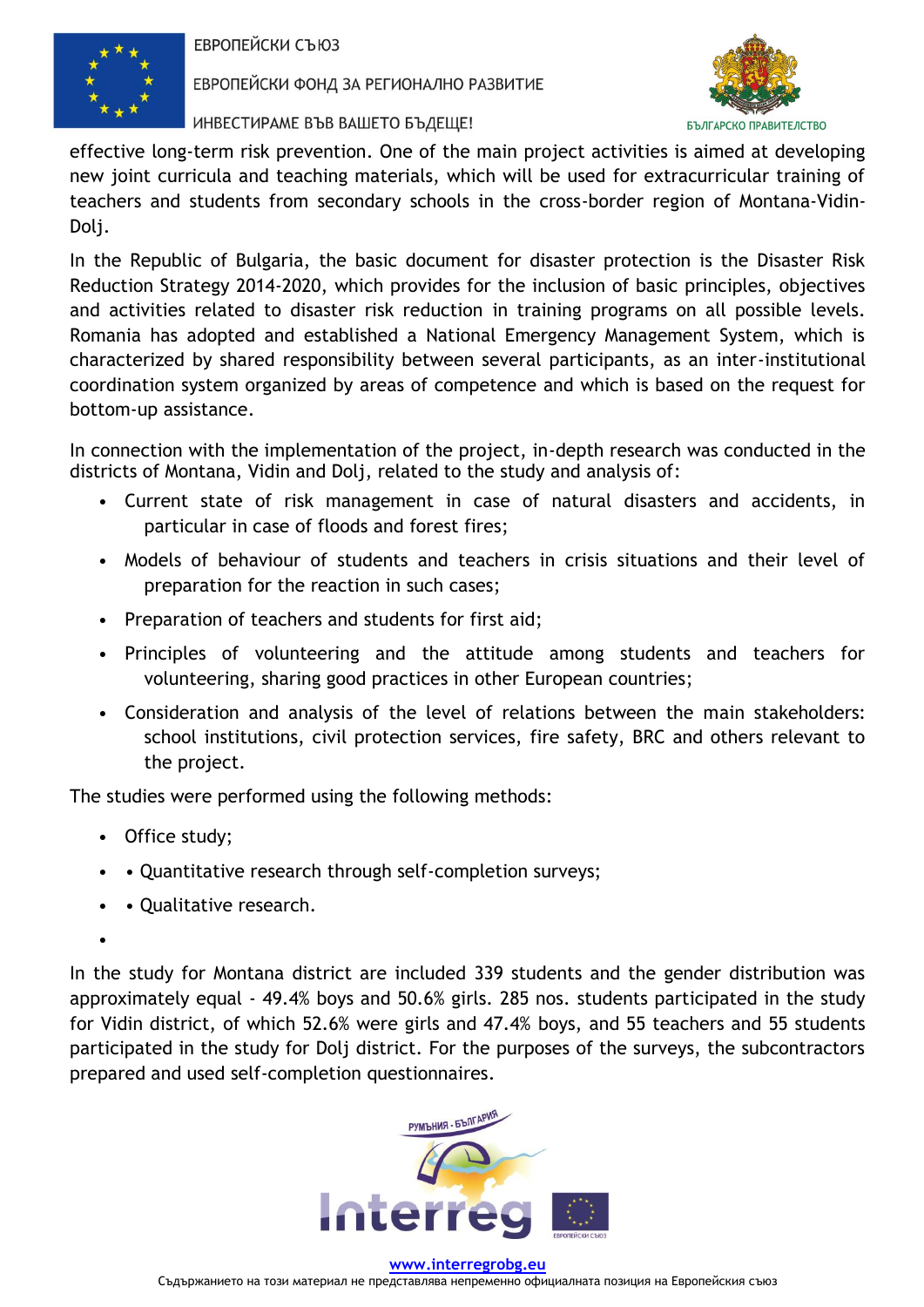effective long-term risk prevention. One of the main project activities is aimed at developing new joint curricula and teaching materials, which will be used for extracurricular training of teachers and students from secondary schools in the cross-border region of Montana-Vidin-Dolj.

In the Republic of Bulgaria, the basic document for disaster protection is the Disaster Risk Reduction Strategy 2014-2020, which provides for the inclusion of basic principles, objectives and activities related to disaster risk reduction in training programs on all possible levels. Romania has adopted and established a National Emergency Management System, which is characterized by shared responsibility between several participants, as an inter-institutional coordination system organized by areas of competence and which is based on the request for bottom-up assistance.

In connection with the implementation of the project, in-depth research was conducted in the districts of Montana, Vidin and Dolj, related to the study and analysis of:

- Current state of risk management in case of natural disasters and accidents, in particular in case of floods and forest fires;
- Models of behaviour of students and teachers in crisis situations and their level of preparation for the reaction in such cases;
- Preparation of teachers and students for first aid;
- Principles of volunteering and the attitude among students and teachers for volunteering, sharing good practices in other European countries;
- Consideration and analysis of the level of relations between the main stakeholders: school institutions, civil protection services, fire safety, BRC and others relevant to the project.

The studies were performed using the following methods:

- Office study;
- • Quantitative research through self-completion surveys;
- • Qualitative research.

In the study for Montana district are included 339 students and the gender distribution was approximately equal - 49.4% boys and 50.6% girls. 285 nos. students participated in the study for Vidin district, of which 52.6% were girls and 47.4% boys, and 55 teachers and 55 students participated in the study for Dolj district. For the purposes of the surveys, the subcontractors prepared and used self-completion questionnaires.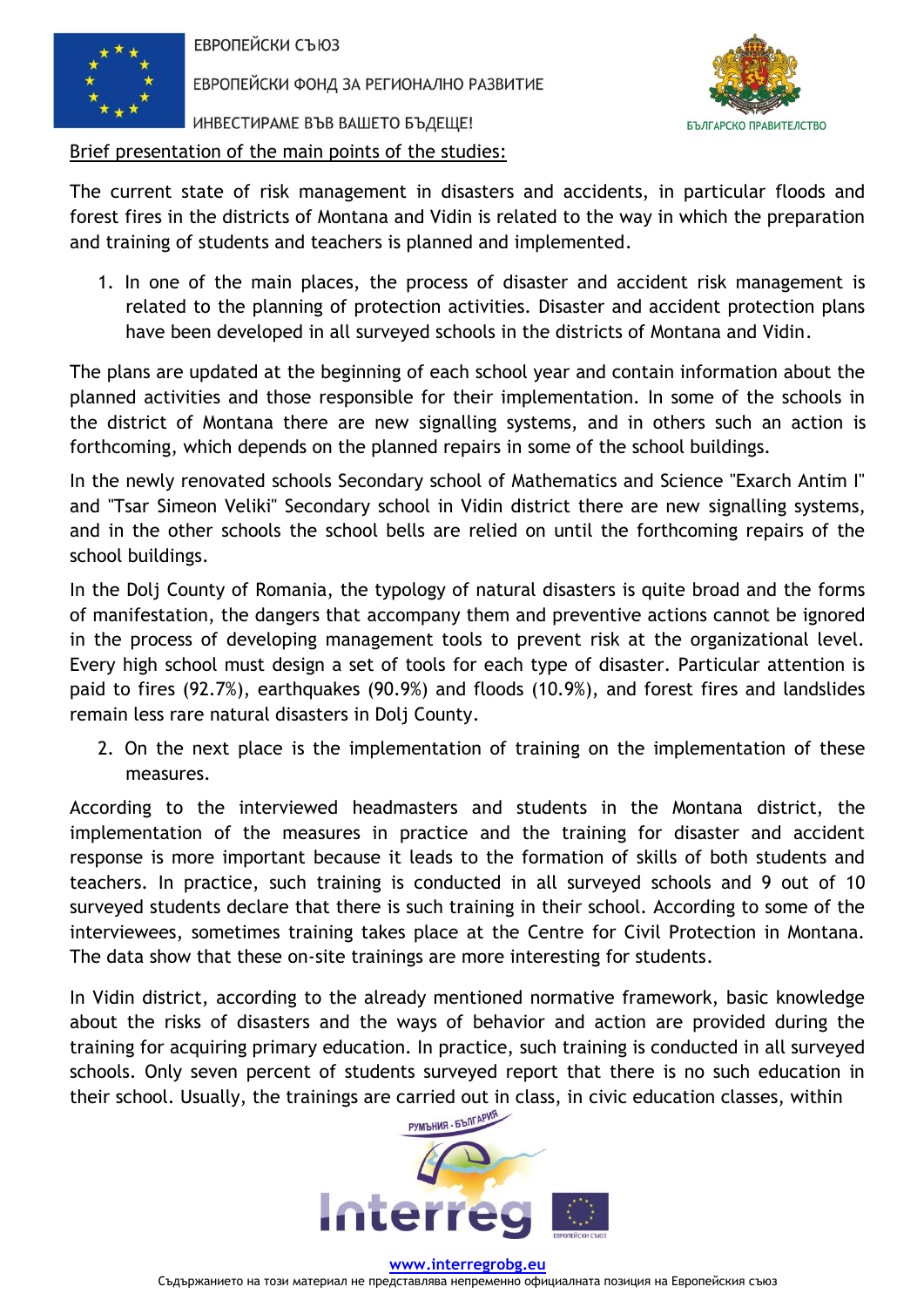Brief presentation of the main points of the studies:

The current state of risk management in disasters and accidents, in particular floods and forest fires in the districts of Montana and Vidin is related to the way in which the preparation and training of students and teachers is planned and implemented.

1. In one of the main places, the process of disaster and accident risk management is related to the planning of protection activities. Disaster and accident protection plans have been developed in all surveyed schools in the districts of Montana and Vidin.

The plans are updated at the beginning of each school year and contain information about the planned activities and those responsible for their implementation. In some of the schools in the district of Montana there are new signalling systems, and in others such an action is forthcoming, which depends on the planned repairs in some of the school buildings.

In the newly renovated schools Secondary school of Mathematics and Science "Exarch Antim I" and "Tsar Simeon Veliki" Secondary school in Vidin district there are new signalling systems, and in the other schools the school bells are relied on until the forthcoming repairs of the school buildings.

In the Dolj County of Romania, the typology of natural disasters is quite broad and the forms of manifestation, the dangers that accompany them and preventive actions cannot be ignored in the process of developing management tools to prevent risk at the organizational level. Every high school must design a set of tools for each type of disaster. Particular attention is paid to fires (92.7%), earthquakes (90.9%) and floods (10.9%), and forest fires and landslides remain less rare natural disasters in Dolj County.

2. On the next place is the implementation of training on the implementation of these measures.

According to the interviewed headmasters and students in the Montana district, the implementation of the measures in practice and the training for disaster and accident response is more important because it leads to the formation of skills of both students and teachers. In practice, such training is conducted in all surveyed schools and 9 out of 10 surveyed students declare that there is such training in their school. According to some of the interviewees, sometimes training takes place at the Centre for Civil Protection in Montana. The data show that these on-site trainings are more interesting for students.

In Vidin district, according to the already mentioned normative framework, basic knowledge about the risks of disasters and the ways of behavior and action are provided during the training for acquiring primary education. In practice, such training is conducted in all surveyed schools. Only seven percent of students surveyed report that there is no such education in their school. Usually, the trainings are carried out in class, in civic education classes, within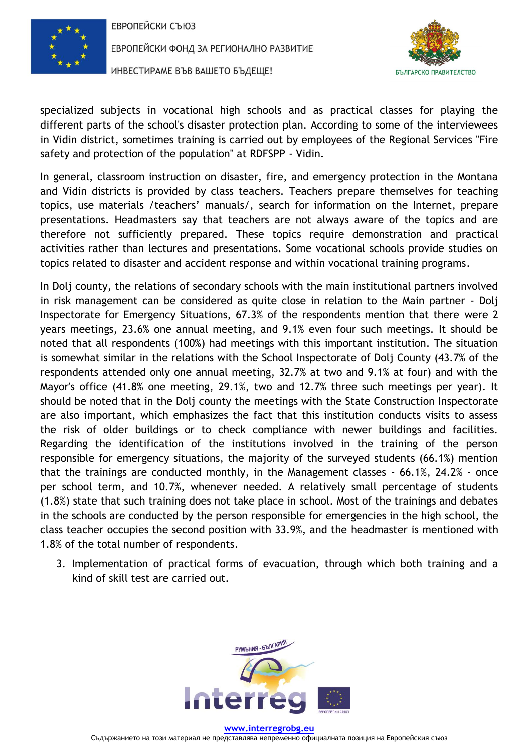specialized subjects in vocational high schools and as practical classes for playing the different parts of the school's disaster protection plan. According to some of the interviewees in Vidin district, sometimes training is carried out by employees of the Regional Services "Fire safety and protection of the population" at RDFSPP - Vidin.

In general, classroom instruction on disaster, fire, and emergency protection in the Montana and Vidin districts is provided by class teachers. Teachers prepare themselves for teaching topics, use materials /teachers' manuals/, search for information on the Internet, prepare presentations. Headmasters say that teachers are not always aware of the topics and are therefore not sufficiently prepared. These topics require demonstration and practical activities rather than lectures and presentations. Some vocational schools provide studies on topics related to disaster and accident response and within vocational training programs.

In Dolj county, the relations of secondary schools with the main institutional partners involved in risk management can be considered as quite close in relation to the Main partner - Dolj Inspectorate for Emergency Situations, 67.3% of the respondents mention that there were 2 years meetings, 23.6% one annual meeting, and 9.1% even four such meetings. It should be noted that all respondents (100%) had meetings with this important institution. The situation is somewhat similar in the relations with the School Inspectorate of Dolj County (43.7% of the respondents attended only one annual meeting, 32.7% at two and 9.1% at four) and with the Mayor's office (41.8% one meeting, 29.1%, two and 12.7% three such meetings per year). It should be noted that in the Dolj county the meetings with the State Construction Inspectorate are also important, which emphasizes the fact that this institution conducts visits to assess the risk of older buildings or to check compliance with newer buildings and facilities. Regarding the identification of the institutions involved in the training of the person responsible for emergency situations, the majority of the surveyed students (66.1%) mention that the trainings are conducted monthly, in the Management classes - 66.1%, 24.2% - once per school term, and 10.7%, whenever needed. A relatively small percentage of students (1.8%) state that such training does not take place in school. Most of the trainings and debates in the schools are conducted by the person responsible for emergencies in the high school, the class teacher occupies the second position with 33.9%, and the headmaster is mentioned with 1.8% of the total number of respondents.

3. Implementation of practical forms of evacuation, through which both training and a kind of skill test are carried out.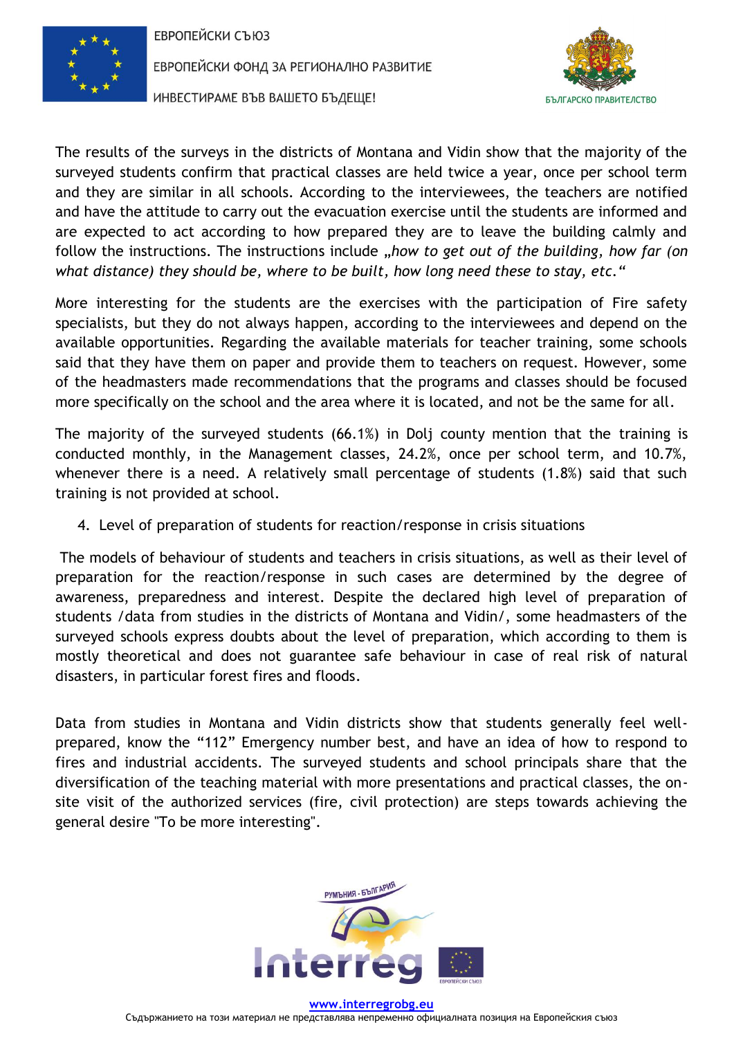The results of the surveys in the districts of Montana and Vidin show that the majority of the surveyed students confirm that practical classes are held twice a year, once per school term and they are similar in all schools. According to the interviewees, the teachers are notified and have the attitude to carry out the evacuation exercise until the students are informed and are expected to act according to how prepared they are to leave the building calmly and follow the instructions. The instructions include *„how to get out of the building, how far (on what distance) they should be, where to be built, how long need these to stay, etc.“*

More interesting for the students are the exercises with the participation of Fire safety specialists, but they do not always happen, according to the interviewees and depend on the available opportunities. Regarding the available materials for teacher training, some schools said that they have them on paper and provide them to teachers on request. However, some of the headmasters made recommendations that the programs and classes should be focused more specifically on the school and the area where it is located, and not be the same for all.

The majority of the surveyed students (66.1%) in Dolj county mention that the training is conducted monthly, in the Management classes, 24.2%, once per school term, and 10.7%, whenever there is a need. A relatively small percentage of students (1.8%) said that such training is not provided at school.

4. Level of preparation of students for reaction/response in crisis situations

The models of behaviour of students and teachers in crisis situations, as well as their level of preparation for the reaction/response in such cases are determined by the degree of awareness, preparedness and interest. Despite the declared high level of preparation of students /data from studies in the districts of Montana and Vidin/, some headmasters of the surveyed schools express doubts about the level of preparation, which according to them is mostly theoretical and does not guarantee safe behaviour in case of real risk of natural disasters, in particular forest fires and floods.

Data from studies in Montana and Vidin districts show that students generally feel well-prepared, know the "112" Emergency number best, and have an idea of how to respond to fires and industrial accidents. The surveyed students and school principals share that the diversification of the teaching material with more presentations and practical classes, the on-site visit of the authorized services (fire, civil protection) are steps towards achieving the general desire "To be more interesting".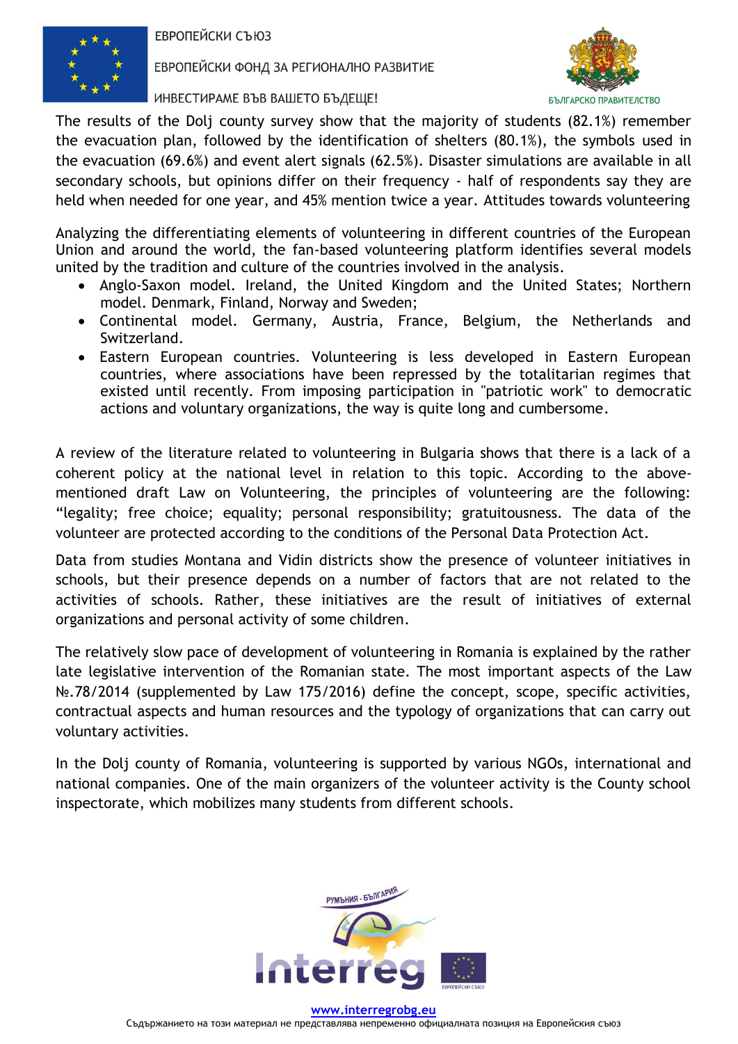The results of the Dolj county survey show that the majority of students (82.1%) remember the evacuation plan, followed by the identification of shelters (80.1%), the symbols used in the evacuation (69.6%) and event alert signals (62.5%). Disaster simulations are available in all secondary schools, but opinions differ on their frequency - half of respondents say they are held when needed for one year, and 45% mention twice a year. Attitudes towards volunteering

Analyzing the differentiating elements of volunteering in different countries of the European Union and around the world, the fan-based volunteering platform identifies several models united by the tradition and culture of the countries involved in the analysis.

- Anglo-Saxon model. Ireland, the United Kingdom and the United States; Northern model. Denmark, Finland, Norway and Sweden;
- Continental model. Germany, Austria, France, Belgium, the Netherlands and Switzerland.
- Eastern European countries. Volunteering is less developed in Eastern European countries, where associations have been repressed by the totalitarian regimes that existed until recently. From imposing participation in "patriotic work" to democratic actions and voluntary organizations, the way is quite long and cumbersome.

A review of the literature related to volunteering in Bulgaria shows that there is a lack of a coherent policy at the national level in relation to this topic. According to the above-mentioned draft Law on Volunteering, the principles of volunteering are the following: "legality; free choice; equality; personal responsibility; gratuitousness. The data of the volunteer are protected according to the conditions of the Personal Data Protection Act.

Data from studies Montana and Vidin districts show the presence of volunteer initiatives in schools, but their presence depends on a number of factors that are not related to the activities of schools. Rather, these initiatives are the result of initiatives of external organizations and personal activity of some children.

The relatively slow pace of development of volunteering in Romania is explained by the rather late legislative intervention of the Romanian state. The most important aspects of the Law №.78/2014 (supplemented by Law 175/2016) define the concept, scope, specific activities, contractual aspects and human resources and the typology of organizations that can carry out voluntary activities.

In the Dolj county of Romania, volunteering is supported by various NGOs, international and national companies. One of the main organizers of the volunteer activity is the County school inspectorate, which mobilizes many students from different schools.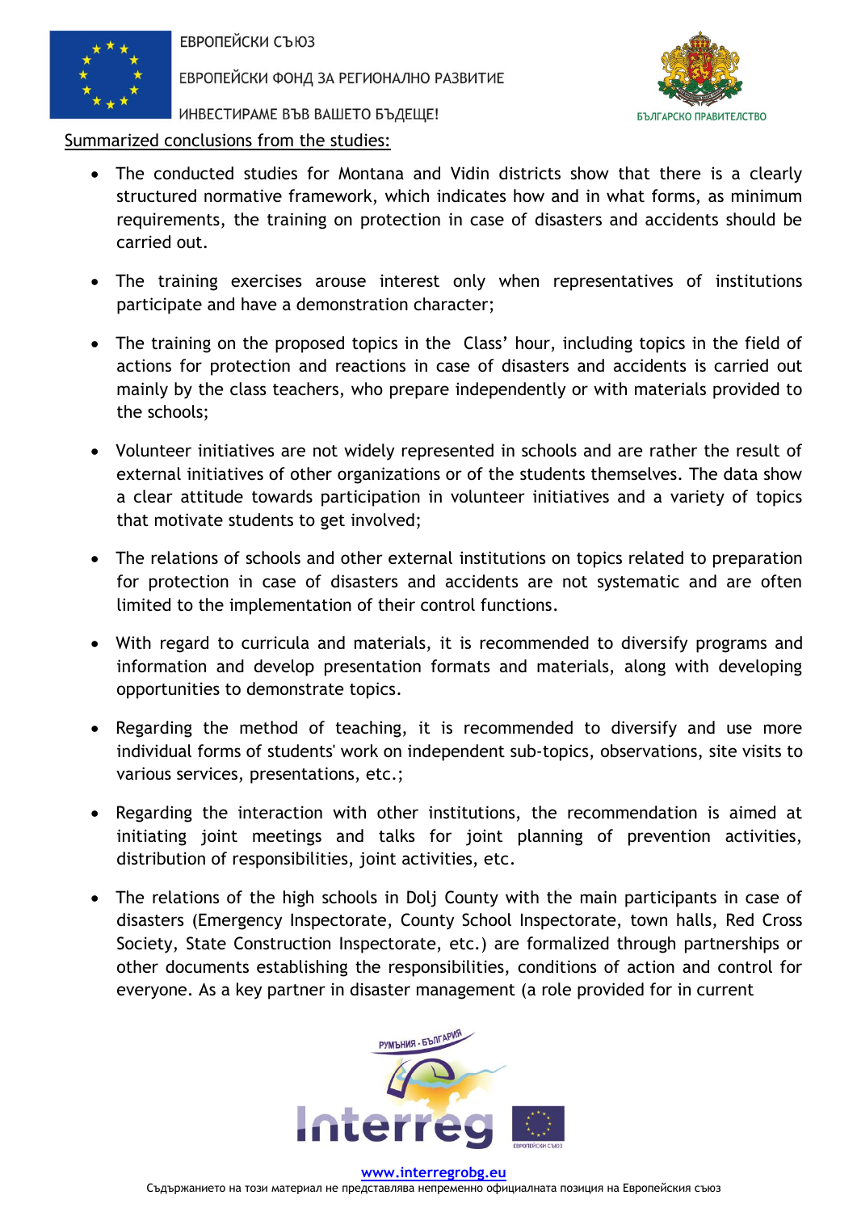Summarized conclusions from the studies:

- The conducted studies for Montana and Vidin districts show that there is a clearly structured normative framework, which indicates how and in what forms, as minimum requirements, the training on protection in case of disasters and accidents should be carried out.
- The training exercises arouse interest only when representatives of institutions participate and have a demonstration character;
- The training on the proposed topics in the Class' hour, including topics in the field of actions for protection and reactions in case of disasters and accidents is carried out mainly by the class teachers, who prepare independently or with materials provided to the schools;
- Volunteer initiatives are not widely represented in schools and are rather the result of external initiatives of other organizations or of the students themselves. The data show a clear attitude towards participation in volunteer initiatives and a variety of topics that motivate students to get involved;
- The relations of schools and other external institutions on topics related to preparation for protection in case of disasters and accidents are not systematic and are often limited to the implementation of their control functions.
- With regard to curricula and materials, it is recommended to diversify programs and information and develop presentation formats and materials, along with developing opportunities to demonstrate topics.
- Regarding the method of teaching, it is recommended to diversify and use more individual forms of students' work on independent sub-topics, observations, site visits to various services, presentations, etc.;
- Regarding the interaction with other institutions, the recommendation is aimed at initiating joint meetings and talks for joint planning of prevention activities, distribution of responsibilities, joint activities, etc.
- The relations of the high schools in Dolj County with the main participants in case of disasters (Emergency Inspectorate, County School Inspectorate, town halls, Red Cross Society, State Construction Inspectorate, etc.) are formalized through partnerships or other documents establishing the responsibilities, conditions of action and control for everyone. As a key partner in disaster management (a role provided for in current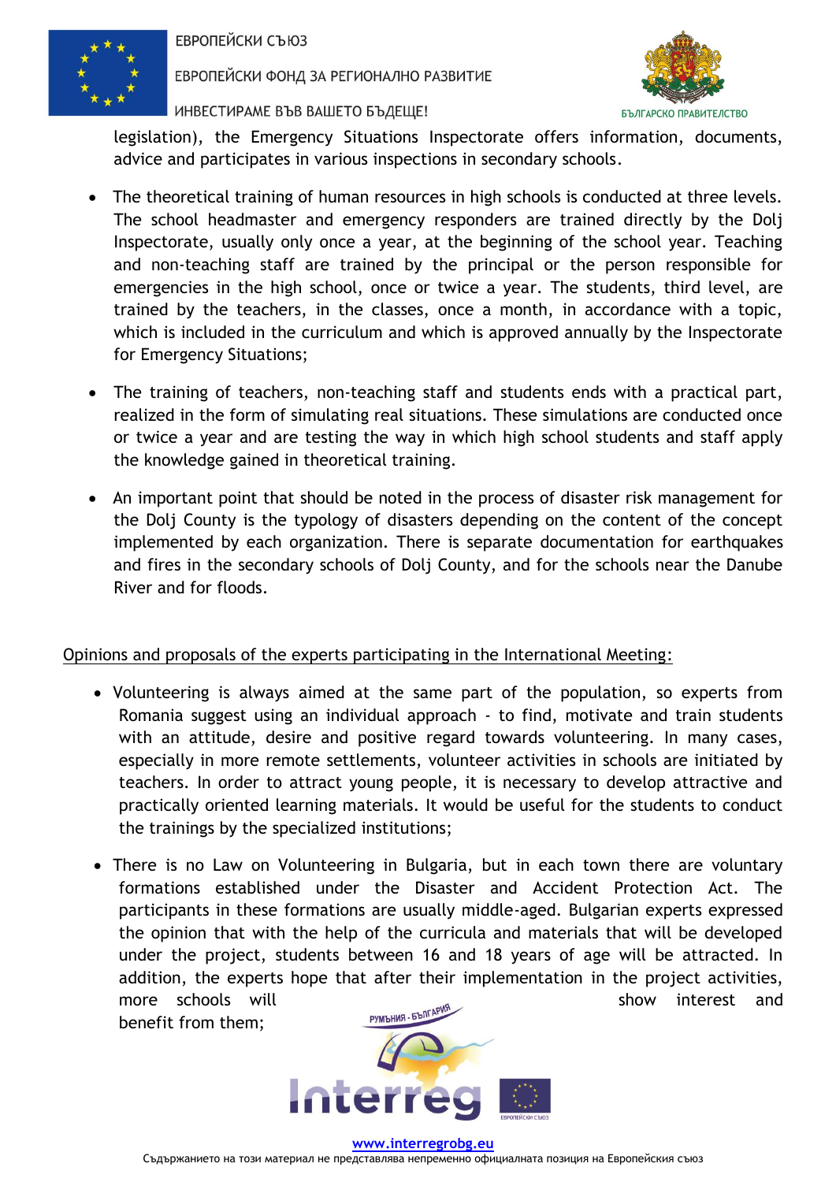legislation), the Emergency Situations Inspectorate offers information, documents, advice and participates in various inspections in secondary schools.

- The theoretical training of human resources in high schools is conducted at three levels. The school headmaster and emergency responders are trained directly by the Dolj Inspectorate, usually only once a year, at the beginning of the school year. Teaching and non-teaching staff are trained by the principal or the person responsible for emergencies in the high school, once or twice a year. The students, third level, are trained by the teachers, in the classes, once a month, in accordance with a topic, which is included in the curriculum and which is approved annually by the Inspectorate for Emergency Situations;

- The training of teachers, non-teaching staff and students ends with a practical part, realized in the form of simulating real situations. These simulations are conducted once or twice a year and are testing the way in which high school students and staff apply the knowledge gained in theoretical training.

- An important point that should be noted in the process of disaster risk management for the Dolj County is the typology of disasters depending on the content of the concept implemented by each organization. There is separate documentation for earthquakes and fires in the secondary schools of Dolj County, and for the schools near the Danube River and for floods.

Opinions and proposals of the experts participating in the International Meeting:

- Volunteering is always aimed at the same part of the population, so experts from Romania suggest using an individual approach - to find, motivate and train students with an attitude, desire and positive regard towards volunteering. In many cases, especially in more remote settlements, volunteer activities in schools are initiated by teachers. In order to attract young people, it is necessary to develop attractive and practically oriented learning materials. It would be useful for the students to conduct the trainings by the specialized institutions;

- There is no Law on Volunteering in Bulgaria, but in each town there are voluntary formations established under the Disaster and Accident Protection Act. The participants in these formations are usually middle-aged. Bulgarian experts expressed the opinion that with the help of the curricula and materials that will be developed under the project, students between 16 and 18 years of age will be attracted. In addition, the experts hope that after their implementation in the project activities, more schools will show interest and benefit from them;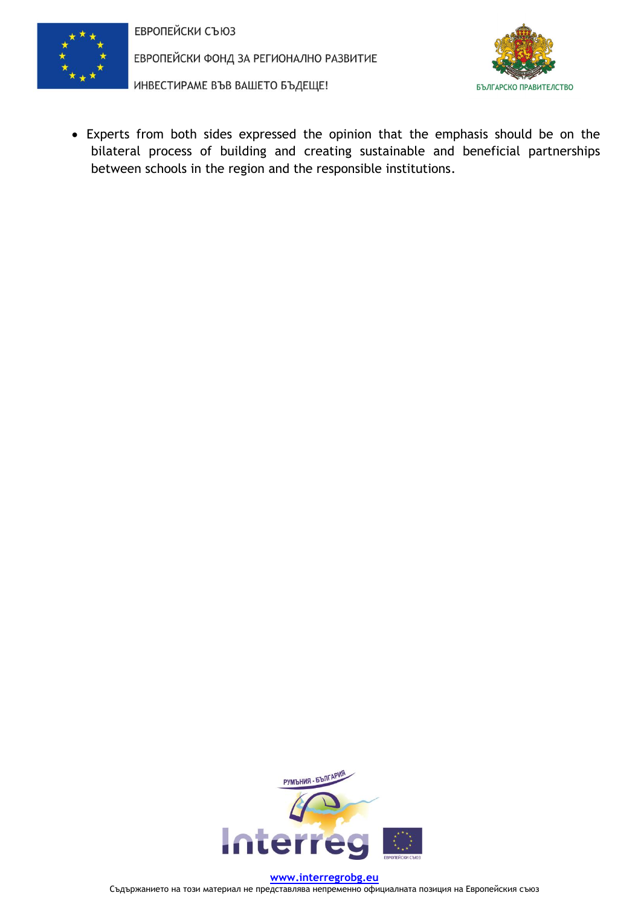- Experts from both sides expressed the opinion that the emphasis should be on the bilateral process of building and creating sustainable and beneficial partnerships between schools in the region and the responsible institutions.